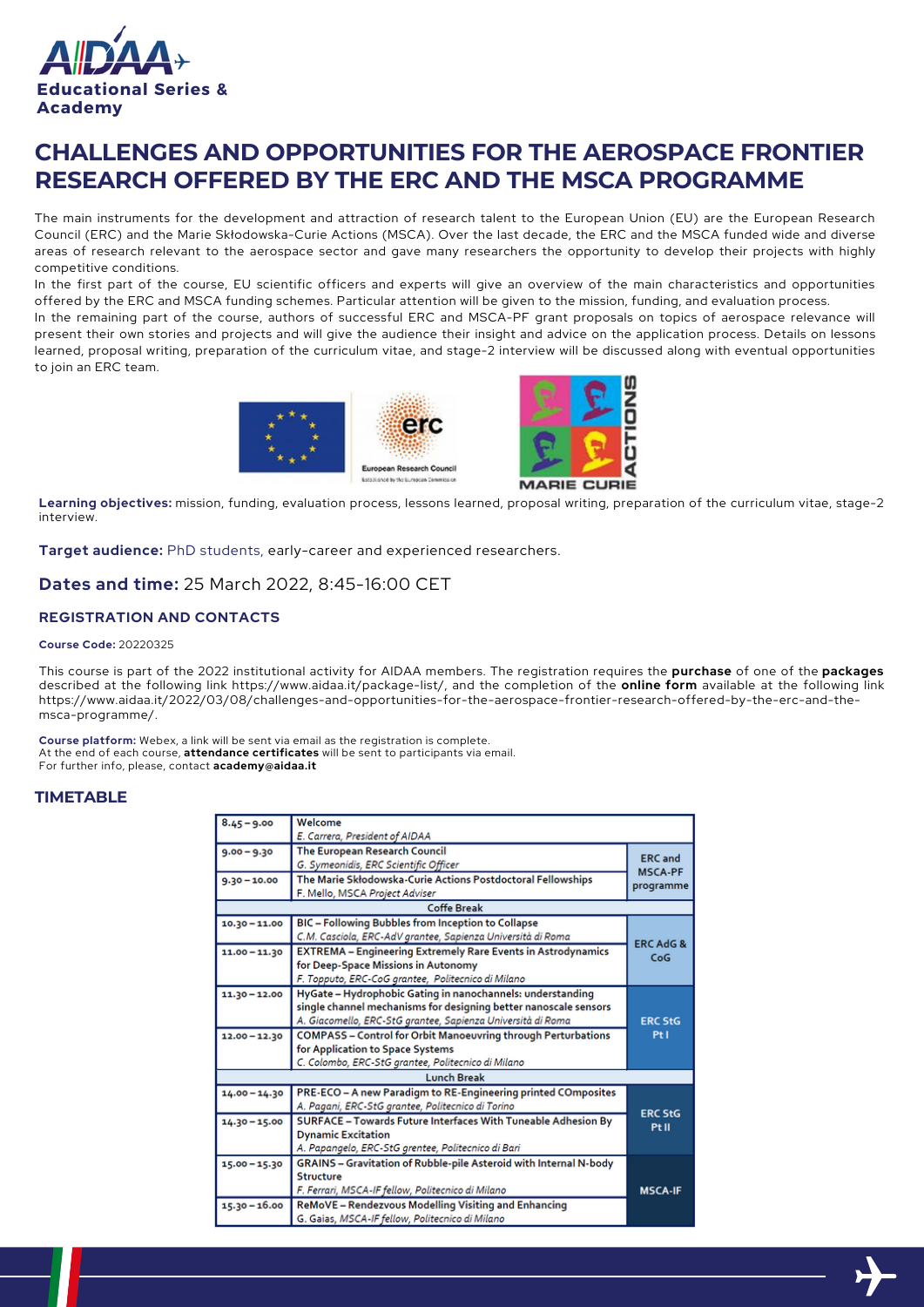**Educational Series & Academy**

# CHALLENGES AND OPPORTUNITIES FOR THE AEROSPACE FRONTIER RESEARCH OFFERED BY THE ERC AND THE MSCA PROGRAMME

The main instruments for the development and attraction of research talent to the European Union (EU) are the European Research Council (ERC) and the Marie Skłodowska-Curie Actions (MSCA). Over the last decade, the ERC and the MSCA funded wide and diverse areas of research relevant to the aerospace sector and gave many researchers the opportunity to develop their projects with highly competitive conditions.

In the first part of the course, EU scientific officers and experts will give an overview of the main characteristics and opportunities offered by the ERC and MSCA funding schemes. Particular attention will be given to the mission, funding, and evaluation process.

In the remaining part of the course, authors of successful ERC and MSCA-PF grant proposals on topics of aerospace relevance will present their own stories and projects and will give the audience their insight and advice on the application process. Details on lessons learned, proposal writing, preparation of the curriculum vitae, and stage-2 interview will be discussed along with eventual opportunities to join an ERC team.

**Learning objectives:** mission, funding, evaluation process, lessons learned, proposal writing, preparation of the curriculum vitae, stage-2 interview.

**Target audience:** PhD students, early-career and experienced researchers.

**Dates and time:** 25 March 2022, 8:45-16:00 CET

## REGISTRATION AND CONTACTS

**Course Code:** 20220325

This course is part of the 2022 institutional activity for AIDAA members. The registration requires the **purchase** of one of the **packages** described at the following link https://www.aidaa.it/package-list/, and the completion of the **online form** available at the following link https://www.aidaa.it/2022/03/08/challenges-and-opportunities-for-the-aerospace-frontier-research-offered-by-the-erc-and-the-msca-programme/.

**Course platform:** Webex, a link will be sent via email as the registration is complete.
At the end of each course, **attendance certificates** will be sent to participants via email.
For further info, please, contact **academy@aidaa.it**

## TIMETABLE

| | | |
|---|---|---|
| 8.45 – 9.00 | **Welcome**<br>*E. Carrera, President of AIDAA* | |
| 9.00 – 9.30 | **The European Research Council**<br>*G. Symeonidis, ERC Scientific Officer* | ERC and MSCA-PF programme |
| 9.30 – 10.00 | **The Marie Skłodowska-Curie Actions Postdoctoral Fellowships**<br>*F. Mello, MSCA Project Adviser* | |
| | Coffe Break | |
| 10.30 – 11.00 | **BIC – Following Bubbles from Inception to Collapse**<br>*C.M. Casciola, ERC-AdV grantee, Sapienza Università di Roma* | ERC AdG & CoG |
| 11.00 – 11.30 | **EXTREMA – Engineering Extremely Rare Events in Astrodynamics for Deep-Space Missions in Autonomy**<br>*F. Topputo, ERC-CoG grantee, Politecnico di Milano* | |
| 11.30 – 12.00 | **HyGate – Hydrophobic Gating in nanochannels: understanding single channel mechanisms for designing better nanoscale sensors**<br>*A. Giacomello, ERC-StG grantee, Sapienza Università di Roma* | ERC StG Pt I |
| 12.00 – 12.30 | **COMPASS – Control for Orbit Manoeuvring through Perturbations for Application to Space Systems**<br>*C. Colombo, ERC-StG grantee, Politecnico di Milano* | |
| | Lunch Break | |
| 14.00 – 14.30 | **PRE-ECO – A new Paradigm to RE-Engineering printed COmposites**<br>*A. Pagani, ERC-StG grantee, Politecnico di Torino* | ERC StG Pt II |
| 14.30 – 15.00 | **SURFACE – Towards Future Interfaces With Tuneable Adhesion By Dynamic Excitation**<br>*A. Papangelo, ERC-StG grentee, Politecnico di Bari* | |
| 15.00 – 15.30 | **GRAINS – Gravitation of Rubble-pile Asteroid with Internal N-body Structure**<br>*F. Ferrari, MSCA-IF fellow, Politecnico di Milano* | MSCA-IF |
| 15.30 – 16.00 | **ReMoVE – Rendezvous Modelling Visiting and Enhancing**<br>*G. Gaias, MSCA-IF fellow, Politecnico di Milano* | |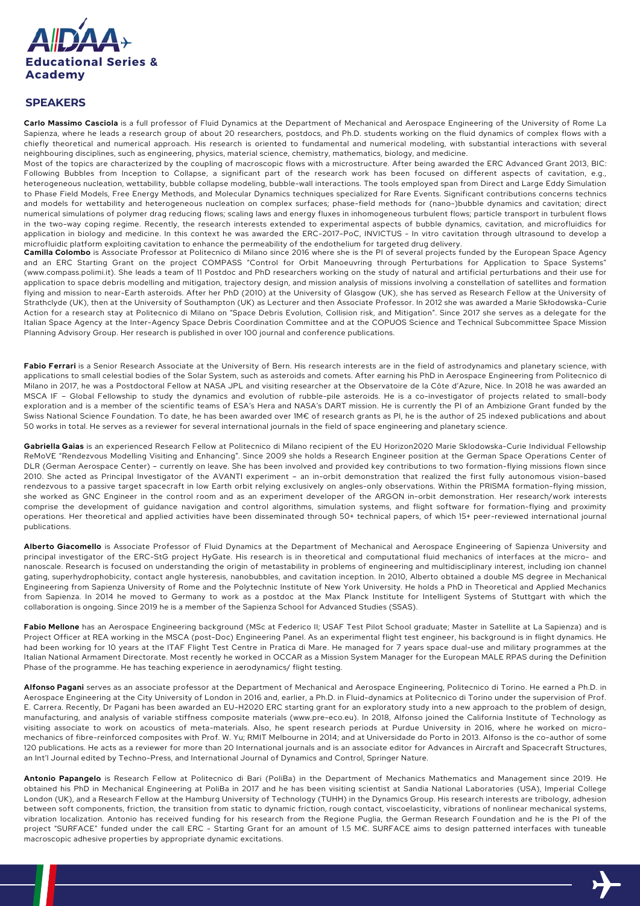# AIDAA Educational Series & Academy

## SPEAKERS

**Carlo Massimo Casciola** is a full professor of Fluid Dynamics at the Department of Mechanical and Aerospace Engineering of the University of Rome La Sapienza, where he leads a research group of about 20 researchers, postdocs, and Ph.D. students working on the fluid dynamics of complex flows with a chiefly theoretical and numerical approach. His research is oriented to fundamental and numerical modeling, with substantial interactions with several neighbouring disciplines, such as engineering, physics, material science, chemistry, mathematics, biology, and medicine.
Most of the topics are characterized by the coupling of macroscopic flows with a microstructure. After being awarded the ERC Advanced Grant 2013, BIC: Following Bubbles from Inception to Collapse, a significant part of the research work has been focused on different aspects of cavitation, e.g., heterogeneous nucleation, wettability, bubble collapse modeling, bubble-wall interactions. The tools employed span from Direct and Large Eddy Simulation to Phase Field Models, Free Energy Methods, and Molecular Dynamics techniques specialized for Rare Events. Significant contributions concerns technics and models for wettability and heterogeneous nucleation on complex surfaces; phase-field methods for (nano-)bubble dynamics and cavitation; direct numerical simulations of polymer drag reducing flows; scaling laws and energy fluxes in inhomogeneous turbulent flows; particle transport in turbulent flows in the two-way coping regime. Recently, the research interests extended to experimental aspects of bubble dynamics, cavitation, and microfluidics for application in biology and medicine. In this context he was awarded the ERC-2017-PoC, INVICTUS - In vitro cavitation through ultrasound to develop a microfluidic platform exploiting cavitation to enhance the permeability of the endothelium for targeted drug delivery.

**Camilla Colombo** is Associate Professor at Politecnico di Milano since 2016 where she is the PI of several projects funded by the European Space Agency and an ERC Starting Grant on the project COMPASS "Control for Orbit Manoeuvring through Perturbations for Application to Space Systems" (www.compass.polimi.it). She leads a team of 11 Postdoc and PhD researchers working on the study of natural and artificial perturbations and their use for application to space debris modelling and mitigation, trajectory design, and mission analysis of missions involving a constellation of satellites and formation flying and mission to near-Earth asteroids. After her PhD (2010) at the University of Glasgow (UK), she has served as Research Fellow at the University of Strathclyde (UK), then at the University of Southampton (UK) as Lecturer and then Associate Professor. In 2012 she was awarded a Marie Skłodowska-Curie Action for a research stay at Politecnico di Milano on "Space Debris Evolution, Collision risk, and Mitigation". Since 2017 she serves as a delegate for the Italian Space Agency at the Inter-Agency Space Debris Coordination Committee and at the COPUOS Science and Technical Subcommittee Space Mission Planning Advisory Group. Her research is published in over 100 journal and conference publications.

**Fabio Ferrari** is a Senior Research Associate at the University of Bern. His research interests are in the field of astrodynamics and planetary science, with applications to small celestial bodies of the Solar System, such as asteroids and comets. After earning his PhD in Aerospace Engineering from Politecnico di Milano in 2017, he was a Postdoctoral Fellow at NASA JPL and visiting researcher at the Observatoire de la Côte d'Azure, Nice. In 2018 he was awarded an MSCA IF – Global Fellowship to study the dynamics and evolution of rubble-pile asteroids. He is a co-investigator of projects related to small-body exploration and is a member of the scientific teams of ESA's Hera and NASA's DART mission. He is currently the PI of an Ambizione Grant funded by the Swiss National Science Foundation. To date, he has been awarded over 1M€ of research grants as PI, he is the author of 25 indexed publications and about 50 works in total. He serves as a reviewer for several international journals in the field of space engineering and planetary science.

**Gabriella Gaias** is an experienced Research Fellow at Politecnico di Milano recipient of the EU Horizon2020 Marie Sklodowska-Curie Individual Fellowship ReMoVE "Rendezvous Modelling Visiting and Enhancing". Since 2009 she holds a Research Engineer position at the German Space Operations Center of DLR (German Aerospace Center) – currently on leave. She has been involved and provided key contributions to two formation-flying missions flown since 2010. She acted as Principal Investigator of the AVANTI experiment – an in-orbit demonstration that realized the first fully autonomous vision-based rendezvous to a passive target spacecraft in low Earth orbit relying exclusively on angles-only observations. Within the PRISMA formation-flying mission, she worked as GNC Engineer in the control room and as an experiment developer of the ARGON in-orbit demonstration. Her research/work interests comprise the development of guidance navigation and control algorithms, simulation systems, and flight software for formation-flying and proximity operations. Her theoretical and applied activities have been disseminated through 50+ technical papers, of which 15+ peer-reviewed international journal publications.

**Alberto Giacomello** is Associate Professor of Fluid Dynamics at the Department of Mechanical and Aerospace Engineering of Sapienza University and principal investigator of the ERC-StG project HyGate. His research is in theoretical and computational fluid mechanics of interfaces at the micro- and nanoscale. Research is focused on understanding the origin of metastability in problems of engineering and multidisciplinary interest, including ion channel gating, superhydrophobicity, contact angle hysteresis, nanobubbles, and cavitation inception. In 2010, Alberto obtained a double MS degree in Mechanical Engineering from Sapienza University of Rome and the Polytechnic Institute of New York University. He holds a PhD in Theoretical and Applied Mechanics from Sapienza. In 2014 he moved to Germany to work as a postdoc at the Max Planck Institute for Intelligent Systems of Stuttgart with which the collaboration is ongoing. Since 2019 he is a member of the Sapienza School for Advanced Studies (SSAS).

**Fabio Mellone** has an Aerospace Engineering background (MSc at Federico II; USAF Test Pilot School graduate; Master in Satellite at La Sapienza) and is Project Officer at REA working in the MSCA (post-Doc) Engineering Panel. As an experimental flight test engineer, his background is in flight dynamics. He had been working for 10 years at the ITAF Flight Test Centre in Pratica di Mare. He managed for 7 years space dual-use and military programmes at the Italian National Armament Directorate. Most recently he worked in OCCAR as a Mission System Manager for the European MALE RPAS during the Definition Phase of the programme. He has teaching experience in aerodynamics/ flight testing.

**Alfonso Pagani** serves as an associate professor at the Department of Mechanical and Aerospace Engineering, Politecnico di Torino. He earned a Ph.D. in Aerospace Engineering at the City University of London in 2016 and, earlier, a Ph.D. in Fluid-dynamics at Politecnico di Torino under the supervision of Prof. E. Carrera. Recently, Dr Pagani has been awarded an EU-H2020 ERC starting grant for an exploratory study into a new approach to the problem of design, manufacturing, and analysis of variable stiffness composite materials (www.pre-eco.eu). In 2018, Alfonso joined the California Institute of Technology as visiting associate to work on acoustics of meta-materials. Also, he spent research periods at Purdue University in 2016, where he worked on micro-mechanics of fibre-reinforced composites with Prof. W. Yu; RMIT Melbourne in 2014; and at Universidade do Porto in 2013. Alfonso is the co-author of some 120 publications. He acts as a reviewer for more than 20 International journals and is an associate editor for Advances in Aircraft and Spacecraft Structures, an Int'l Journal edited by Techno-Press, and International Journal of Dynamics and Control, Springer Nature.

**Antonio Papangelo** is Research Fellow at Politecnico di Bari (PoliBa) in the Department of Mechanics Mathematics and Management since 2019. He obtained his PhD in Mechanical Engineering at PoliBa in 2017 and he has been visiting scientist at Sandia National Laboratories (USA), Imperial College London (UK), and a Research Fellow at the Hamburg University of Technology (TUHH) in the Dynamics Group. His research interests are tribology, adhesion between soft components, friction, the transition from static to dynamic friction, rough contact, viscoelasticity, vibrations of nonlinear mechanical systems, vibration localization. Antonio has received funding for his research from the Regione Puglia, the German Research Foundation and he is the PI of the project "SURFACE" funded under the call ERC - Starting Grant for an amount of 1.5 M€. SURFACE aims to design patterned interfaces with tuneable macroscopic adhesive properties by appropriate dynamic excitations.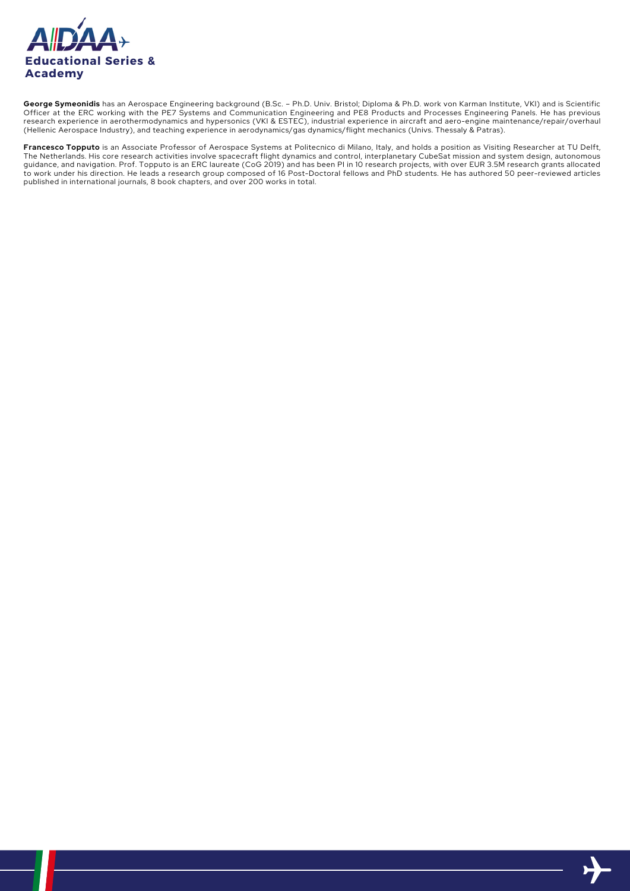**George Symeonidis** has an Aerospace Engineering background (B.Sc. – Ph.D. Univ. Bristol; Diploma & Ph.D. work von Karman Institute, VKI) and is Scientific Officer at the ERC working with the PE7 Systems and Communication Engineering and PE8 Products and Processes Engineering Panels. He has previous research experience in aerothermodynamics and hypersonics (VKI & ESTEC), industrial experience in aircraft and aero-engine maintenance/repair/overhaul (Hellenic Aerospace Industry), and teaching experience in aerodynamics/gas dynamics/flight mechanics (Univs. Thessaly & Patras).

**Francesco Topputo** is an Associate Professor of Aerospace Systems at Politecnico di Milano, Italy, and holds a position as Visiting Researcher at TU Delft, The Netherlands. His core research activities involve spacecraft flight dynamics and control, interplanetary CubeSat mission and system design, autonomous guidance, and navigation. Prof. Topputo is an ERC laureate (CoG 2019) and has been PI in 10 research projects, with over EUR 3.5M research grants allocated to work under his direction. He leads a research group composed of 16 Post-Doctoral fellows and PhD students. He has authored 50 peer-reviewed articles published in international journals, 8 book chapters, and over 200 works in total.